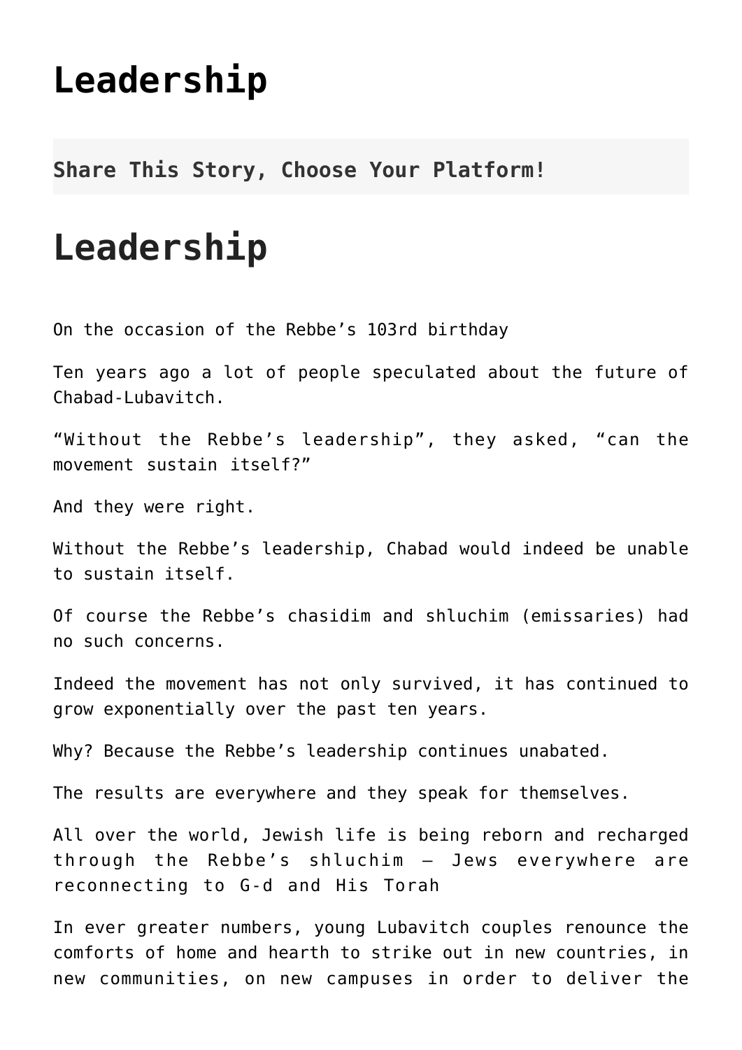# Leadership

**Share This Story, Choose Your Platform!**

# Leadership

On the occasion of the Rebbe's 103rd birthday

Ten years ago a lot of people speculated about the future of Chabad-Lubavitch.

"Without the Rebbe's leadership", they asked, "can the movement sustain itself?"

And they were right.

Without the Rebbe's leadership, Chabad would indeed be unable to sustain itself.

Of course the Rebbe's chasidim and shluchim (emissaries) had no such concerns.

Indeed the movement has not only survived, it has continued to grow exponentially over the past ten years.

Why? Because the Rebbe's leadership continues unabated.

The results are everywhere and they speak for themselves.

All over the world, Jewish life is being reborn and recharged through the Rebbe's shluchim – Jews everywhere are reconnecting to G-d and His Torah

In ever greater numbers, young Lubavitch couples renounce the comforts of home and hearth to strike out in new countries, in new communities, on new campuses in order to deliver the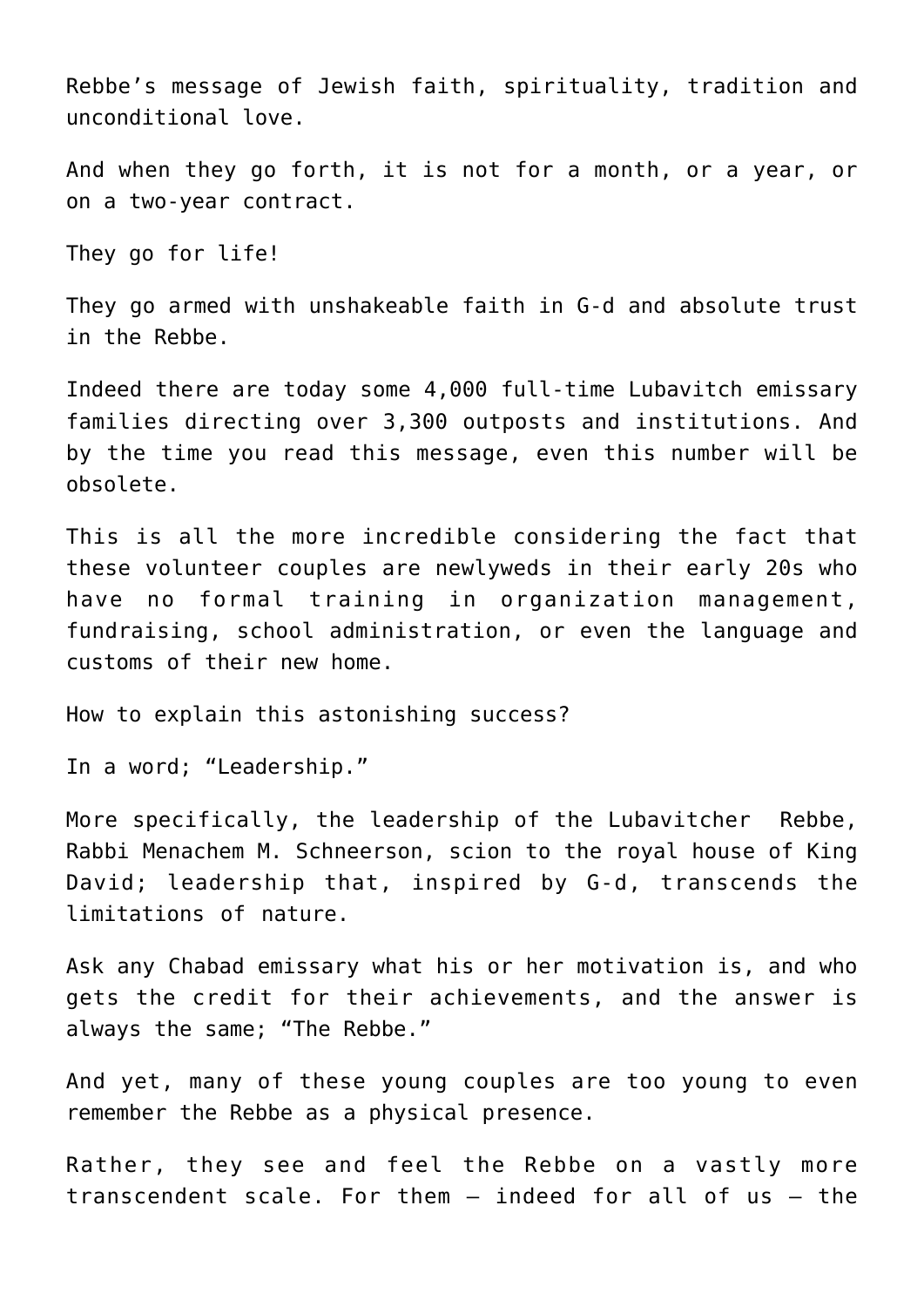Rebbe's message of Jewish faith, spirituality, tradition and unconditional love.

And when they go forth, it is not for a month, or a year, or on a two-year contract.

They go for life!

They go armed with unshakeable faith in G-d and absolute trust in the Rebbe.

Indeed there are today some 4,000 full-time Lubavitch emissary families directing over 3,300 outposts and institutions. And by the time you read this message, even this number will be obsolete.

This is all the more incredible considering the fact that these volunteer couples are newlyweds in their early 20s who have no formal training in organization management, fundraising, school administration, or even the language and customs of their new home.

How to explain this astonishing success?

In a word; "Leadership."

More specifically, the leadership of the Lubavitcher Rebbe, Rabbi Menachem M. Schneerson, scion to the royal house of King David; leadership that, inspired by G-d, transcends the limitations of nature.

Ask any Chabad emissary what his or her motivation is, and who gets the credit for their achievements, and the answer is always the same; "The Rebbe."

And yet, many of these young couples are too young to even remember the Rebbe as a physical presence.

Rather, they see and feel the Rebbe on a vastly more transcendent scale. For them – indeed for all of us – the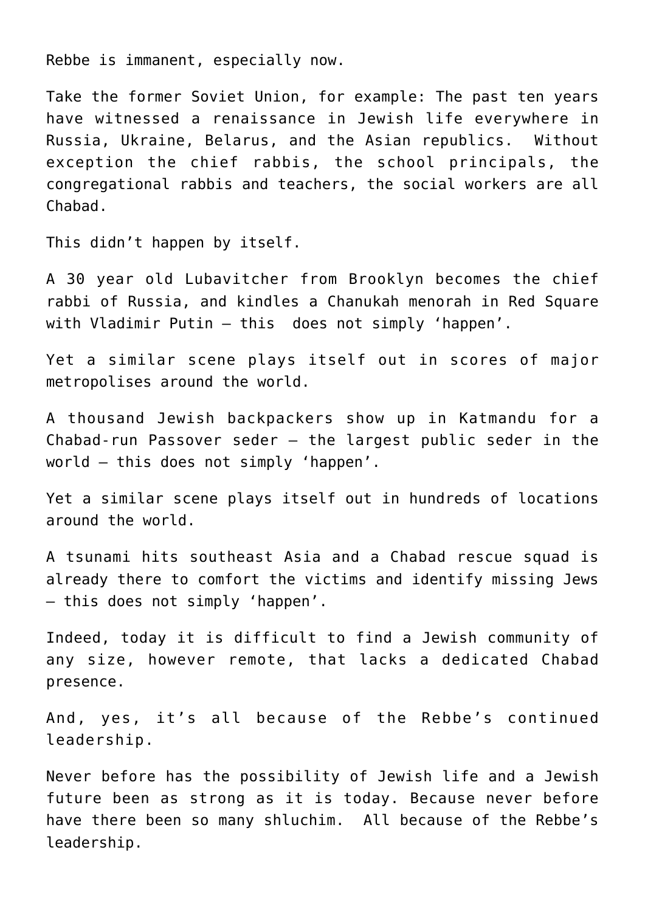Rebbe is immanent, especially now.

Take the former Soviet Union, for example: The past ten years have witnessed a renaissance in Jewish life everywhere in Russia, Ukraine, Belarus, and the Asian republics. Without exception the chief rabbis, the school principals, the congregational rabbis and teachers, the social workers are all Chabad.

This didn't happen by itself.

A 30 year old Lubavitcher from Brooklyn becomes the chief rabbi of Russia, and kindles a Chanukah menorah in Red Square with Vladimir Putin – this does not simply 'happen'.

Yet a similar scene plays itself out in scores of major metropolises around the world.

A thousand Jewish backpackers show up in Katmandu for a Chabad-run Passover seder – the largest public seder in the world – this does not simply 'happen'.

Yet a similar scene plays itself out in hundreds of locations around the world.

A tsunami hits southeast Asia and a Chabad rescue squad is already there to comfort the victims and identify missing Jews – this does not simply 'happen'.

Indeed, today it is difficult to find a Jewish community of any size, however remote, that lacks a dedicated Chabad presence.

And, yes, it's all because of the Rebbe's continued leadership.

Never before has the possibility of Jewish life and a Jewish future been as strong as it is today. Because never before have there been so many shluchim. All because of the Rebbe's leadership.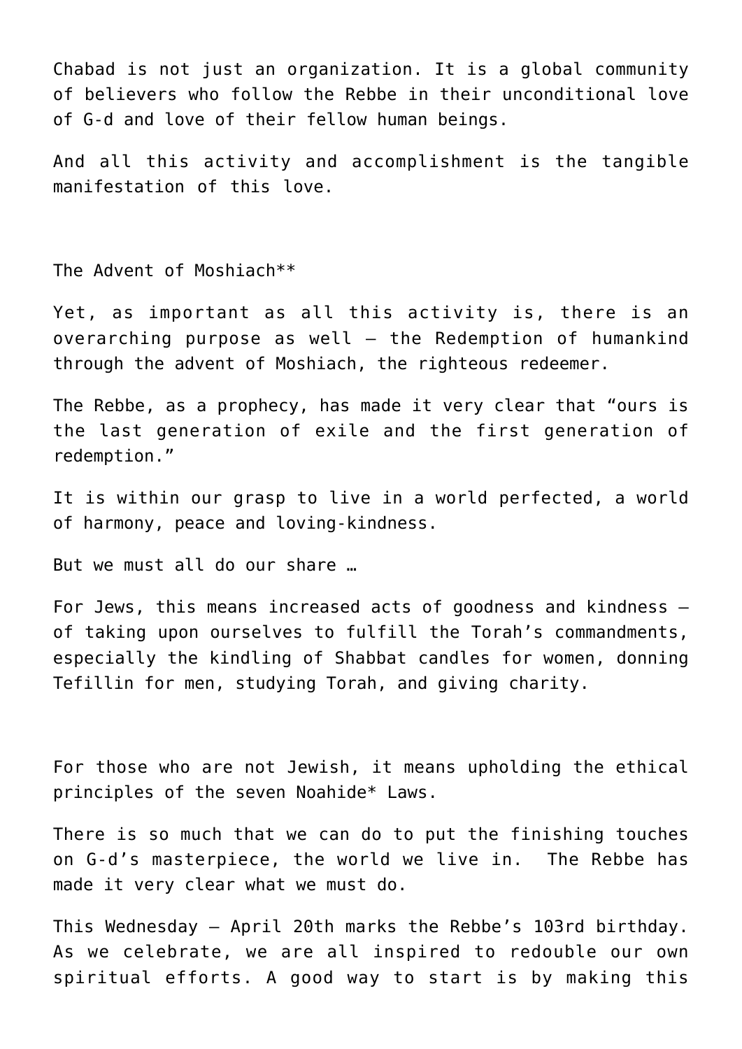Chabad is not just an organization. It is a global community of believers who follow the Rebbe in their unconditional love of G-d and love of their fellow human beings.

And all this activity and accomplishment is the tangible manifestation of this love.

The Advent of Moshiach**

Yet, as important as all this activity is, there is an overarching purpose as well – the Redemption of humankind through the advent of Moshiach, the righteous redeemer.

The Rebbe, as a prophecy, has made it very clear that "ours is the last generation of exile and the first generation of redemption."

It is within our grasp to live in a world perfected, a world of harmony, peace and loving-kindness.

But we must all do our share …

For Jews, this means increased acts of goodness and kindness – of taking upon ourselves to fulfill the Torah's commandments, especially the kindling of Shabbat candles for women, donning Tefillin for men, studying Torah, and giving charity.

For those who are not Jewish, it means upholding the ethical principles of the seven Noahide* Laws.

There is so much that we can do to put the finishing touches on G-d's masterpiece, the world we live in. The Rebbe has made it very clear what we must do.

This Wednesday – April 20th marks the Rebbe's 103rd birthday. As we celebrate, we are all inspired to redouble our own spiritual efforts. A good way to start is by making this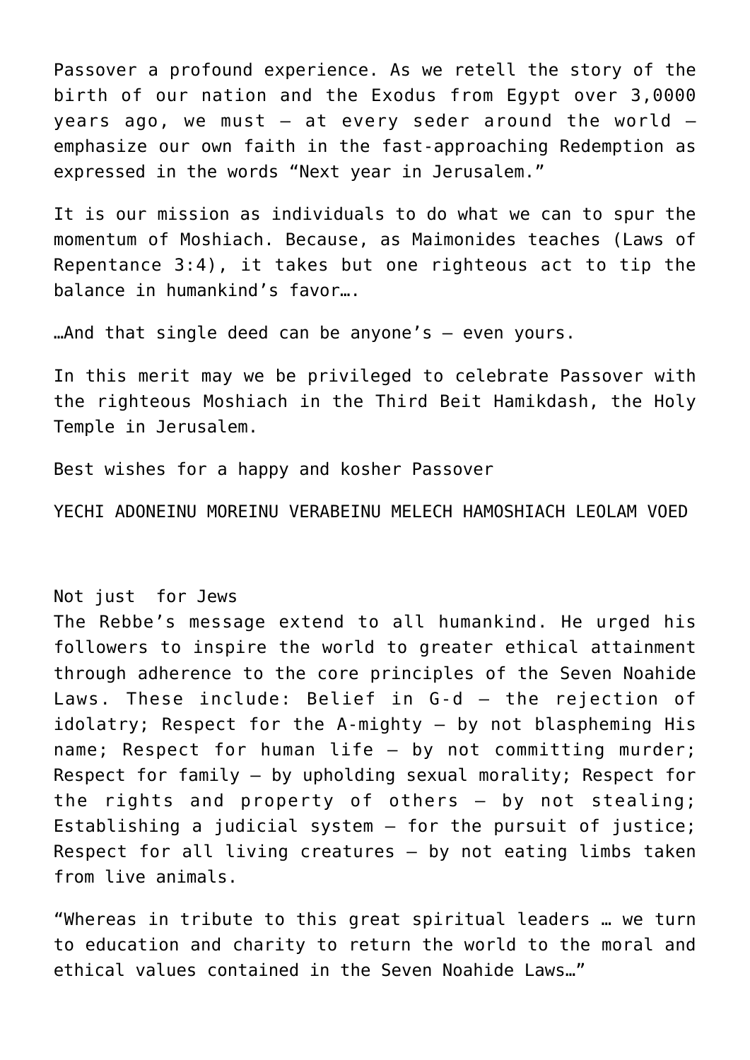Passover a profound experience. As we retell the story of the birth of our nation and the Exodus from Egypt over 3,0000 years ago, we must – at every seder around the world – emphasize our own faith in the fast-approaching Redemption as expressed in the words “Next year in Jerusalem.”

It is our mission as individuals to do what we can to spur the momentum of Moshiach. Because, as Maimonides teaches (Laws of Repentance 3:4), it takes but one righteous act to tip the balance in humankind’s favor….

…And that single deed can be anyone’s – even yours.

In this merit may we be privileged to celebrate Passover with the righteous Moshiach in the Third Beit Hamikdash, the Holy Temple in Jerusalem.

Best wishes for a happy and kosher Passover

YECHI ADONEINU MOREINU VERABEINU MELECH HAMOSHIACH LEOLAM VOED

Not just for Jews

The Rebbe’s message extend to all humankind. He urged his followers to inspire the world to greater ethical attainment through adherence to the core principles of the Seven Noahide Laws. These include: Belief in G-d – the rejection of idolatry; Respect for the A-mighty – by not blaspheming His name; Respect for human life – by not committing murder; Respect for family – by upholding sexual morality; Respect for the rights and property of others – by not stealing; Establishing a judicial system – for the pursuit of justice; Respect for all living creatures – by not eating limbs taken from live animals.

“Whereas in tribute to this great spiritual leaders … we turn to education and charity to return the world to the moral and ethical values contained in the Seven Noahide Laws…”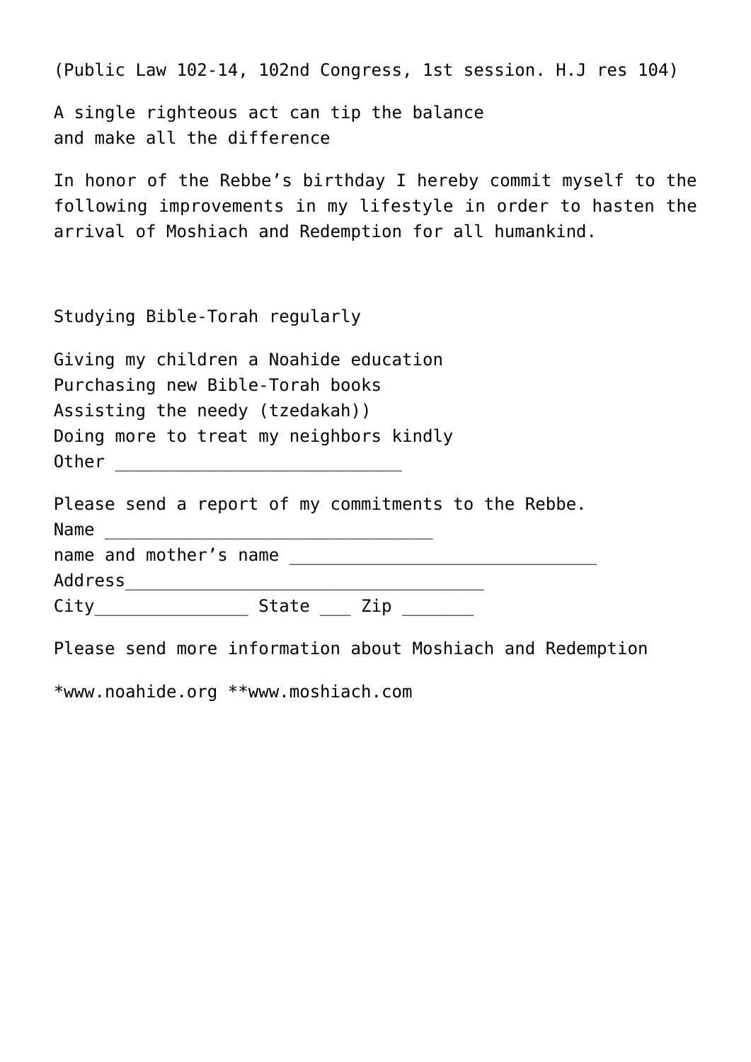(Public Law 102-14, 102nd Congress, 1st session. H.J res 104)

A single righteous act can tip the balance
and make all the difference

In honor of the Rebbe's birthday I hereby commit myself to the following improvements in my lifestyle in order to hasten the arrival of Moshiach and Redemption for all humankind.

Studying Bible-Torah regularly

Giving my children a Noahide education
Purchasing new Bible-Torah books
Assisting the needy (tzedakah))
Doing more to treat my neighbors kindly
Other ____________________________

Please send a report of my commitments to the Rebbe.
Name ______________________________
name and mother's name ______________________________
Address___________________________________
City_______________ State ___ Zip _______

Please send more information about Moshiach and Redemption

*www.noahide.org **www.moshiach.com